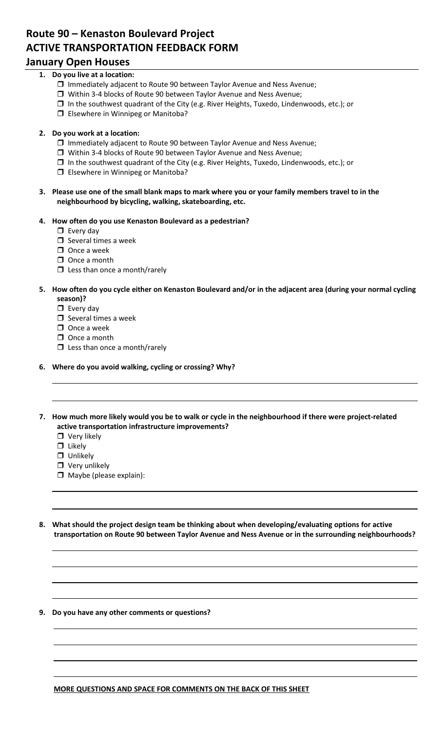# Route 90 – Kenaston Boulevard Project
# ACTIVE TRANSPORTATION FEEDBACK FORM
## January Open Houses

1. **Do you live at a location:**
   - ☐ Immediately adjacent to Route 90 between Taylor Avenue and Ness Avenue;
   - ☐ Within 3-4 blocks of Route 90 between Taylor Avenue and Ness Avenue;
   - ☐ In the southwest quadrant of the City (e.g. River Heights, Tuxedo, Lindenwoods, etc.); or
   - ☐ Elsewhere in Winnipeg or Manitoba?

2. **Do you work at a location:**
   - ☐ Immediately adjacent to Route 90 between Taylor Avenue and Ness Avenue;
   - ☐ Within 3-4 blocks of Route 90 between Taylor Avenue and Ness Avenue;
   - ☐ In the southwest quadrant of the City (e.g. River Heights, Tuxedo, Lindenwoods, etc.); or
   - ☐ Elsewhere in Winnipeg or Manitoba?

3. **Please use one of the small blank maps to mark where you or your family members travel to in the neighbourhood by bicycling, walking, skateboarding, etc.**

4. **How often do you use Kenaston Boulevard as a pedestrian?**
   - ☐ Every day
   - ☐ Several times a week
   - ☐ Once a week
   - ☐ Once a month
   - ☐ Less than once a month/rarely

5. **How often do you cycle either on Kenaston Boulevard and/or in the adjacent area (during your normal cycling season)?**
   - ☐ Every day
   - ☐ Several times a week
   - ☐ Once a week
   - ☐ Once a month
   - ☐ Less than once a month/rarely

6. **Where do you avoid walking, cycling or crossing? Why?**

   ______________________________________________________________________________

   ______________________________________________________________________________

7. **How much more likely would you be to walk or cycle in the neighbourhood if there were project-related active transportation infrastructure improvements?**
   - ☐ Very likely
   - ☐ Likely
   - ☐ Unlikely
   - ☐ Very unlikely
   - ☐ Maybe (please explain):

   ______________________________________________________________________________

   ______________________________________________________________________________

8. **What should the project design team be thinking about when developing/evaluating options for active transportation on Route 90 between Taylor Avenue and Ness Avenue or in the surrounding neighbourhoods?**

   ______________________________________________________________________________

   ______________________________________________________________________________

   ______________________________________________________________________________

   ______________________________________________________________________________

9. **Do you have any other comments or questions?**

   ______________________________________________________________________________

   ______________________________________________________________________________

   ______________________________________________________________________________

   ______________________________________________________________________________

**MORE QUESTIONS AND SPACE FOR COMMENTS ON THE BACK OF THIS SHEET**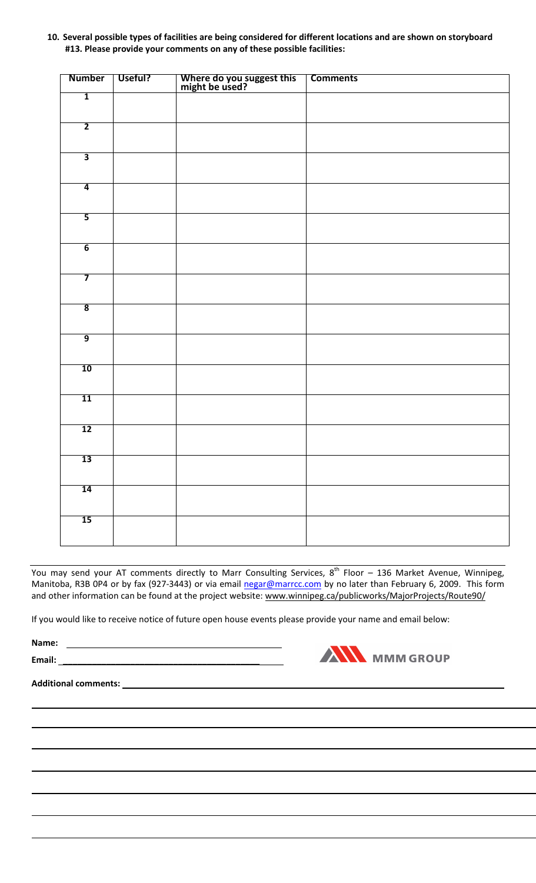**10. Several possible types of facilities are being considered for different locations and are shown on storyboard #13. Please provide your comments on any of these possible facilities:**

| Number | Useful? | Where do you suggest this might be used? | Comments |
|---|---|---|---|
| 1 | | | |
| 2 | | | |
| 3 | | | |
| 4 | | | |
| 5 | | | |
| 6 | | | |
| 7 | | | |
| 8 | | | |
| 9 | | | |
| 10 | | | |
| 11 | | | |
| 12 | | | |
| 13 | | | |
| 14 | | | |
| 15 | | | |

You may send your AT comments directly to Marr Consulting Services, 8th Floor – 136 Market Avenue, Winnipeg, Manitoba, R3B 0P4 or by fax (927-3443) or via email negar@marrcc.com by no later than February 6, 2009. This form and other information can be found at the project website: www.winnipeg.ca/publicworks/MajorProjects/Route90/

If you would like to receive notice of future open house events please provide your name and email below:

**Name:** ______________________________

**Email:** ______________________________

MMM GROUP

**Additional comments:** ______________________________